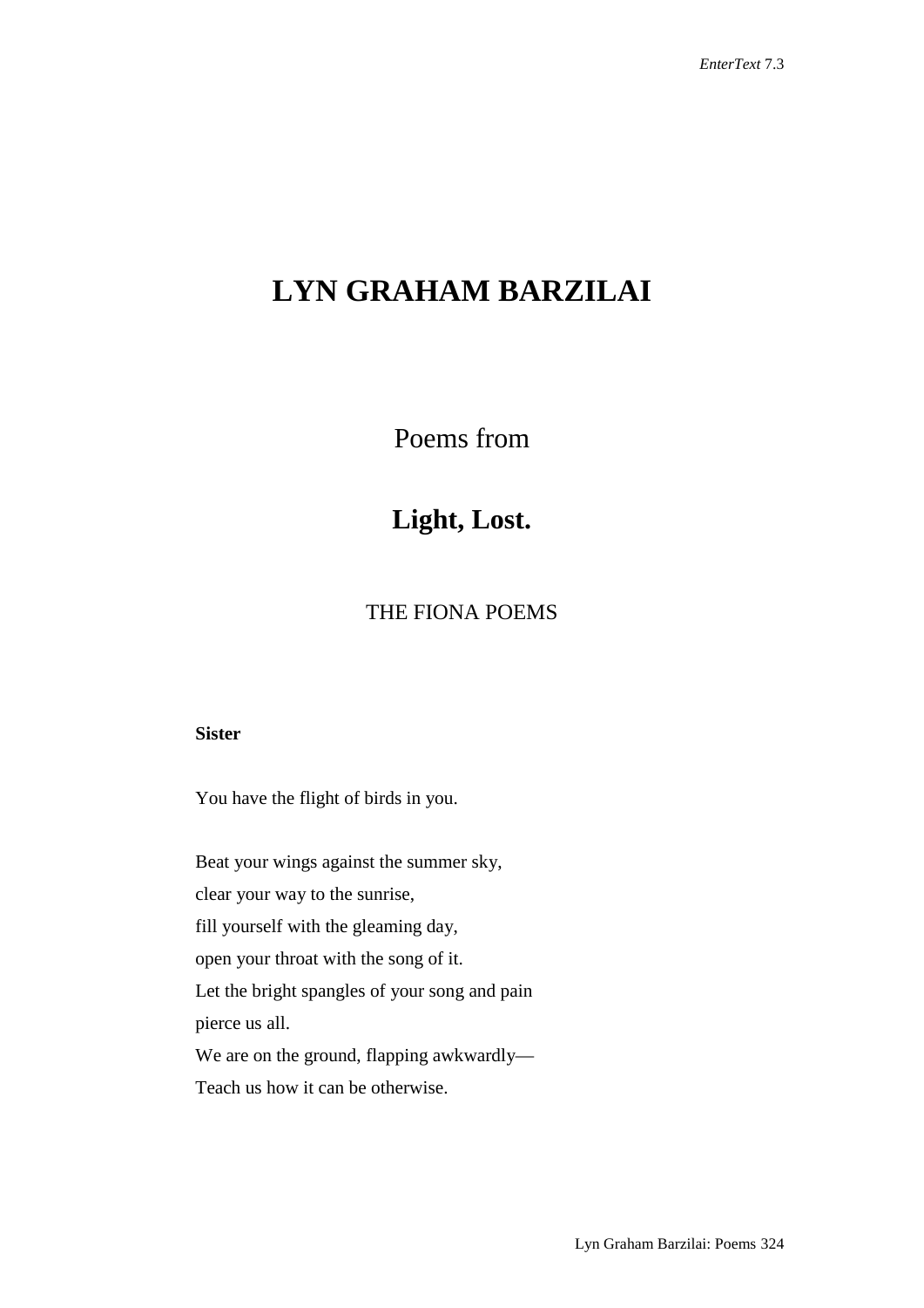# LYN GRAHAM BARZILAI

Poems from

## Light, Lost.

THE FIONA POEMS

**Sister**

You have the flight of birds in you.

Beat your wings against the summer sky,
clear your way to the sunrise,
fill yourself with the gleaming day,
open your throat with the song of it.
Let the bright spangles of your song and pain
pierce us all.
We are on the ground, flapping awkwardly—
Teach us how it can be otherwise.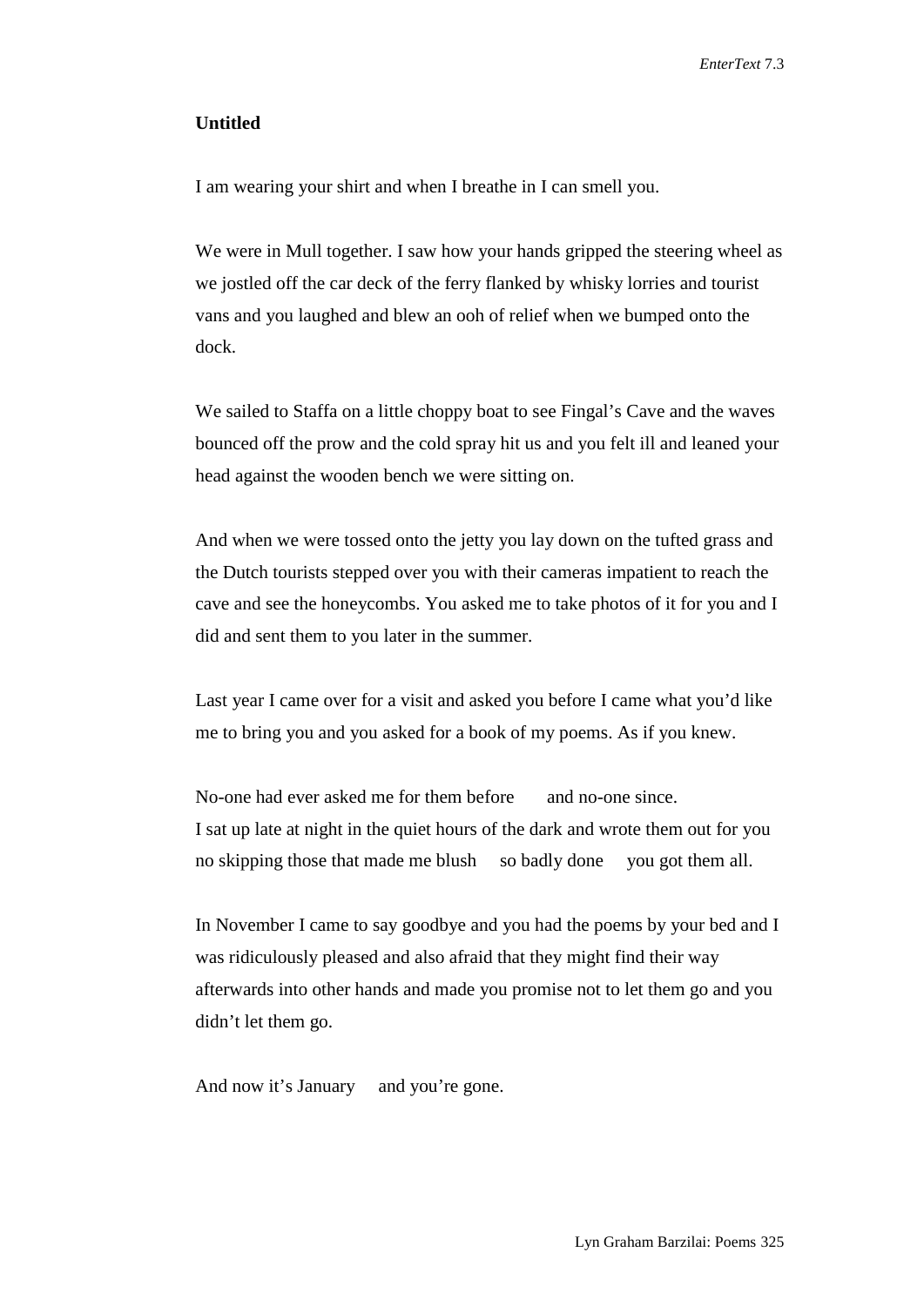### Untitled

I am wearing your shirt and when I breathe in I can smell you.

We were in Mull together. I saw how your hands gripped the steering wheel as we jostled off the car deck of the ferry flanked by whisky lorries and tourist vans and you laughed and blew an ooh of relief when we bumped onto the dock.

We sailed to Staffa on a little choppy boat to see Fingal's Cave and the waves bounced off the prow and the cold spray hit us and you felt ill and leaned your head against the wooden bench we were sitting on.

And when we were tossed onto the jetty you lay down on the tufted grass and the Dutch tourists stepped over you with their cameras impatient to reach the cave and see the honeycombs. You asked me to take photos of it for you and I did and sent them to you later in the summer.

Last year I came over for a visit and asked you before I came what you'd like me to bring you and you asked for a book of my poems. As if you knew.

No-one had ever asked me for them before &nbsp;&nbsp;&nbsp;&nbsp; and no-one since.
I sat up late at night in the quiet hours of the dark and wrote them out for you
no skipping those that made me blush &nbsp;&nbsp;&nbsp; so badly done &nbsp;&nbsp;&nbsp; you got them all.

In November I came to say goodbye and you had the poems by your bed and I was ridiculously pleased and also afraid that they might find their way afterwards into other hands and made you promise not to let them go and you didn't let them go.

And now it's January &nbsp;&nbsp;&nbsp; and you're gone.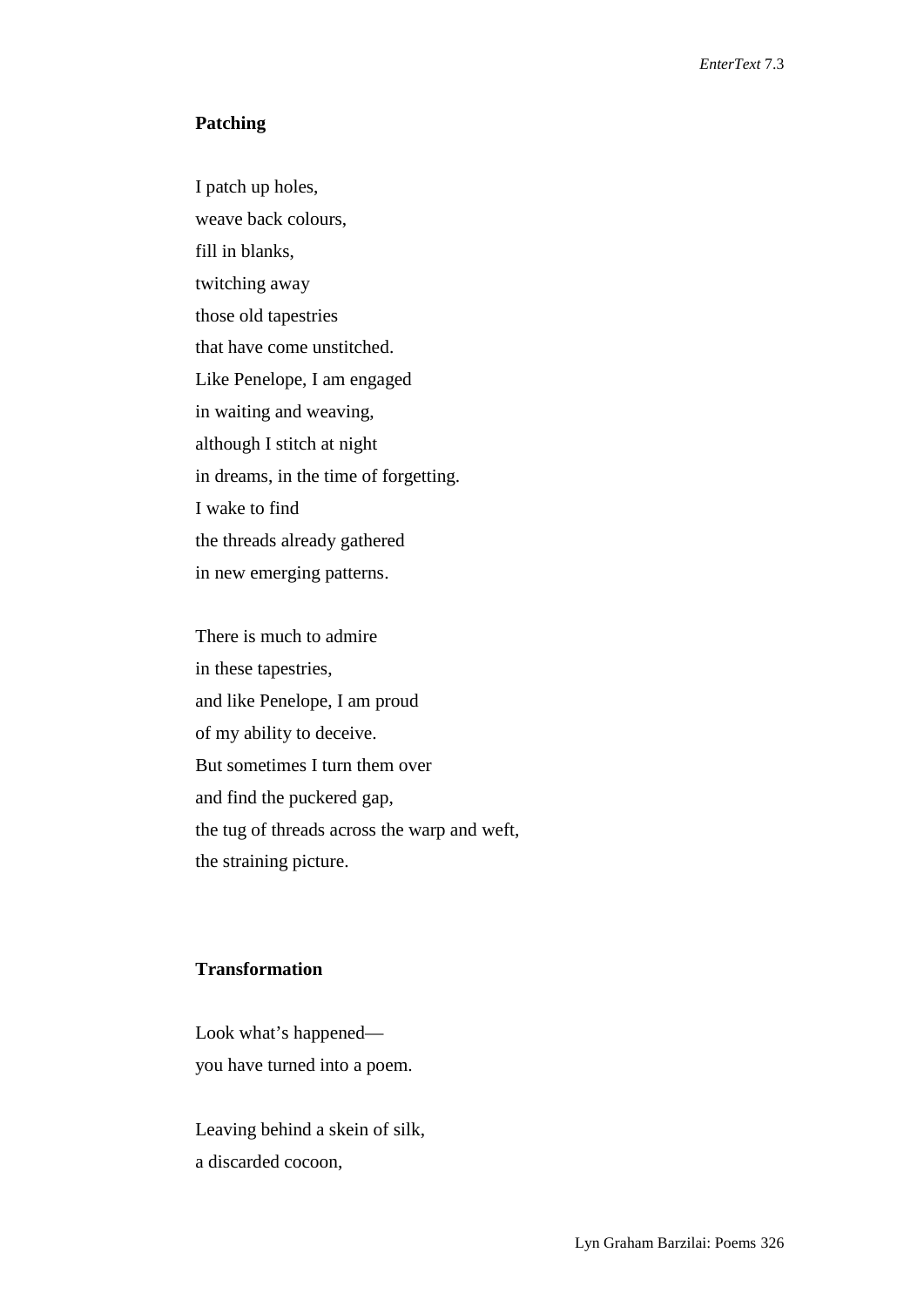**Patching**

I patch up holes,
weave back colours,
fill in blanks,
twitching away
those old tapestries
that have come unstitched.
Like Penelope, I am engaged
in waiting and weaving,
although I stitch at night
in dreams, in the time of forgetting.
I wake to find
the threads already gathered
in new emerging patterns.

There is much to admire
in these tapestries,
and like Penelope, I am proud
of my ability to deceive.
But sometimes I turn them over
and find the puckered gap,
the tug of threads across the warp and weft,
the straining picture.

**Transformation**

Look what's happened—
you have turned into a poem.

Leaving behind a skein of silk,
a discarded cocoon,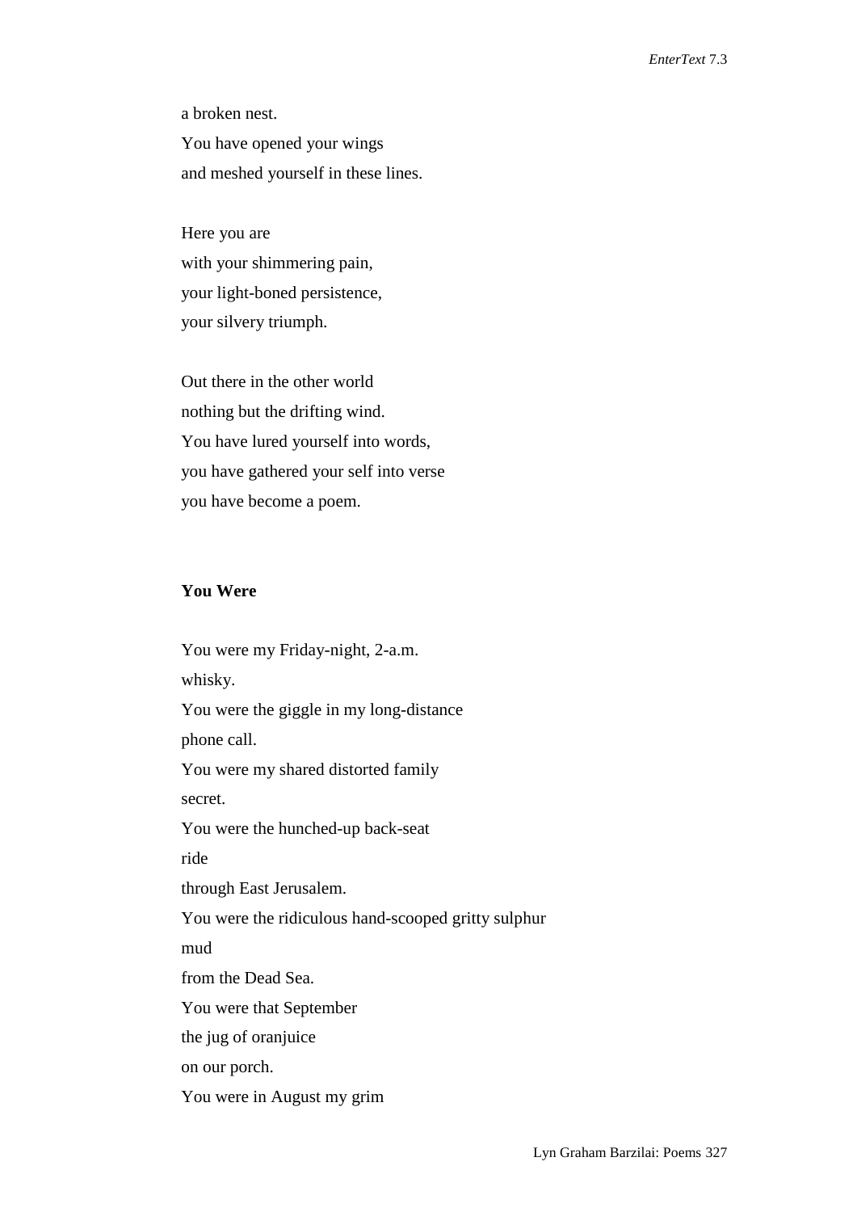a broken nest.
You have opened your wings
and meshed yourself in these lines.

Here you are
with your shimmering pain,
your light-boned persistence,
your silvery triumph.

Out there in the other world
nothing but the drifting wind.
You have lured yourself into words,
you have gathered your self into verse
you have become a poem.

**You Were**

You were my Friday-night, 2-a.m.
whisky.
You were the giggle in my long-distance
phone call.
You were my shared distorted family
secret.
You were the hunched-up back-seat
ride
through East Jerusalem.
You were the ridiculous hand-scooped gritty sulphur
mud
from the Dead Sea.
You were that September
the jug of oranjuice
on our porch.
You were in August my grim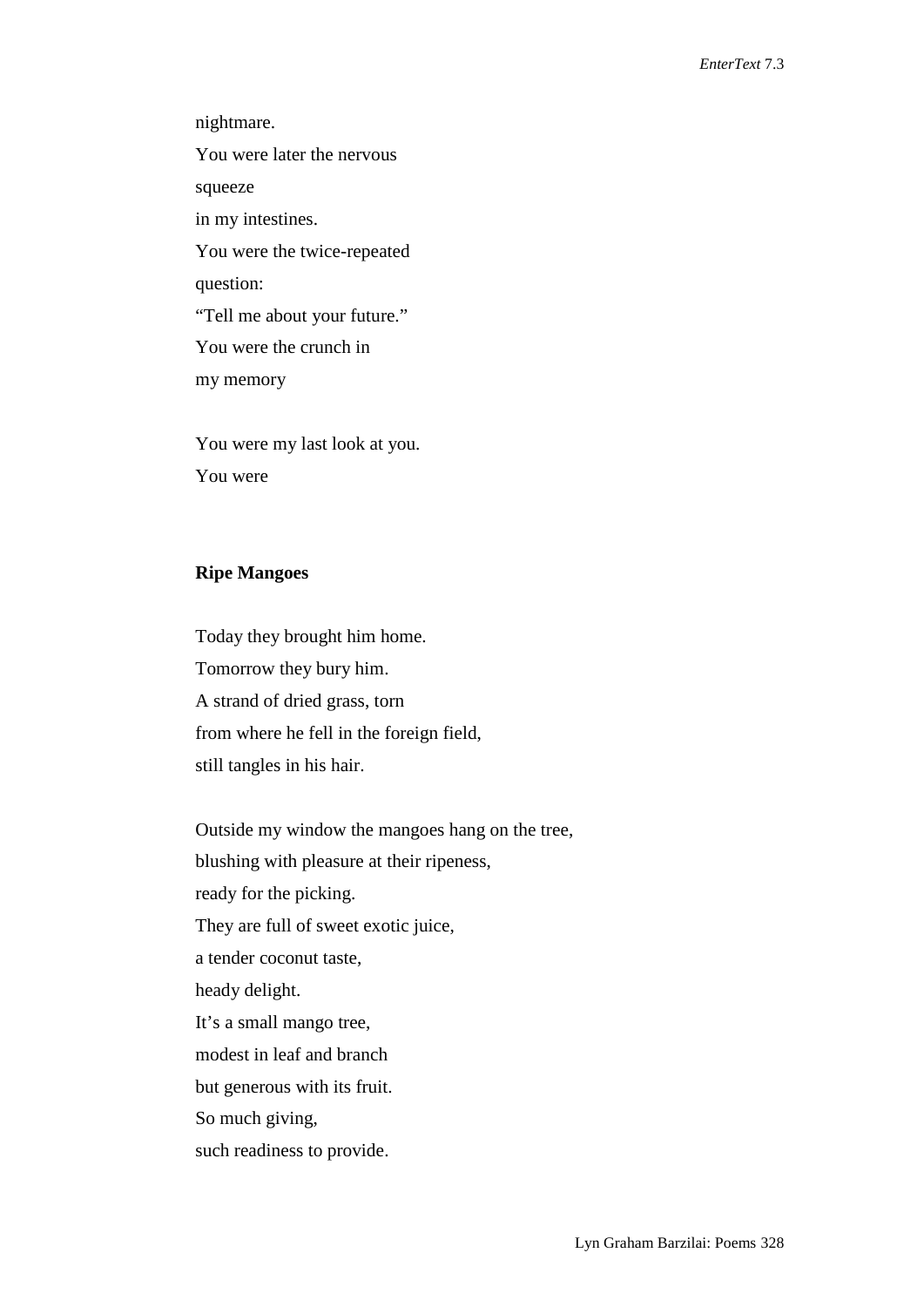nightmare.
You were later the nervous
squeeze
in my intestines.
You were the twice-repeated
question:
"Tell me about your future."
You were the crunch in
my memory

You were my last look at you.
You were

**Ripe Mangoes**

Today they brought him home.
Tomorrow they bury him.
A strand of dried grass, torn
from where he fell in the foreign field,
still tangles in his hair.

Outside my window the mangoes hang on the tree,
blushing with pleasure at their ripeness,
ready for the picking.
They are full of sweet exotic juice,
a tender coconut taste,
heady delight.
It's a small mango tree,
modest in leaf and branch
but generous with its fruit.
So much giving,
such readiness to provide.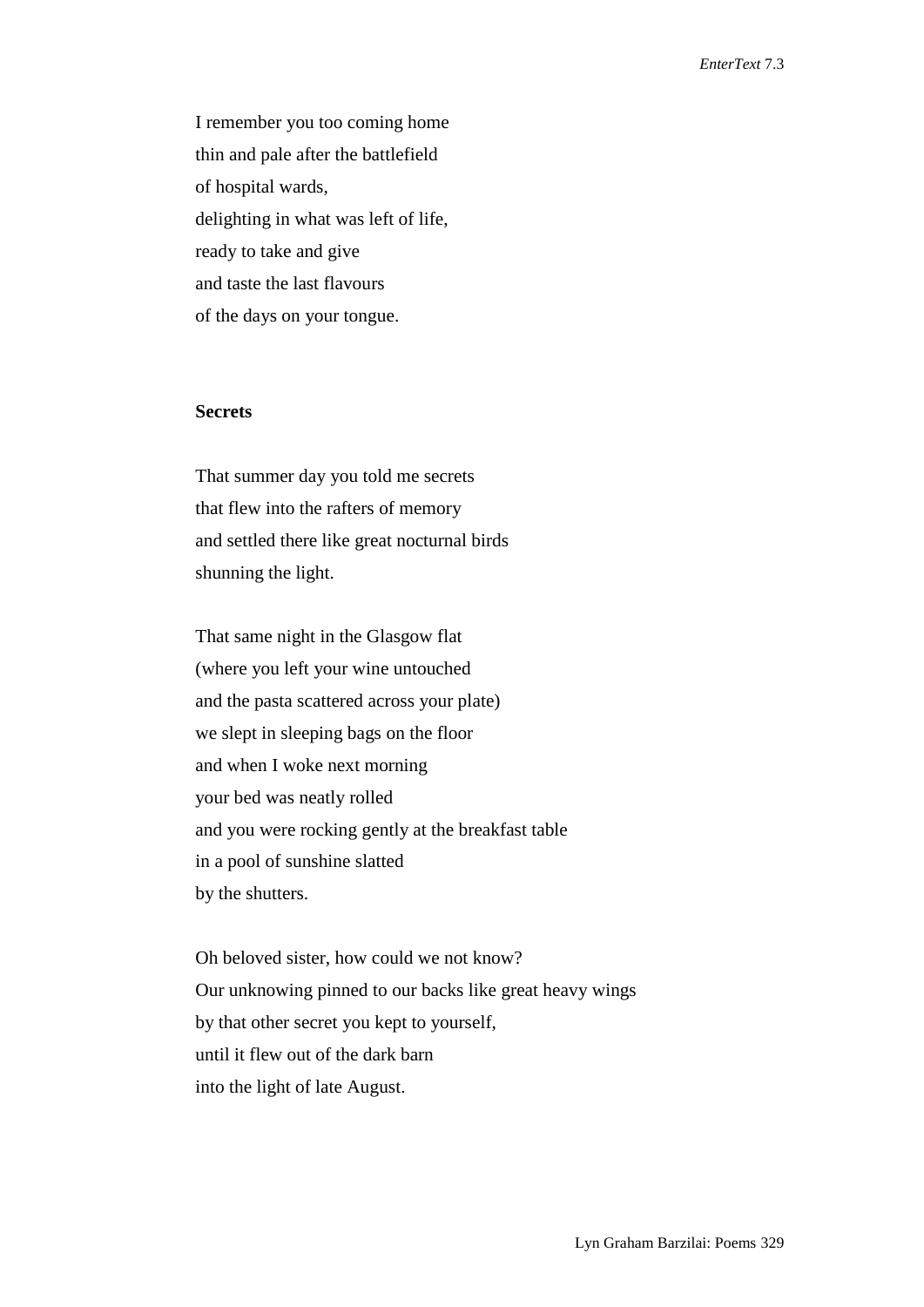I remember you too coming home
thin and pale after the battlefield
of hospital wards,
delighting in what was left of life,
ready to take and give
and taste the last flavours
of the days on your tongue.

**Secrets**

That summer day you told me secrets
that flew into the rafters of memory
and settled there like great nocturnal birds
shunning the light.

That same night in the Glasgow flat
(where you left your wine untouched
and the pasta scattered across your plate)
we slept in sleeping bags on the floor
and when I woke next morning
your bed was neatly rolled
and you were rocking gently at the breakfast table
in a pool of sunshine slatted
by the shutters.

Oh beloved sister, how could we not know?
Our unknowing pinned to our backs like great heavy wings
by that other secret you kept to yourself,
until it flew out of the dark barn
into the light of late August.